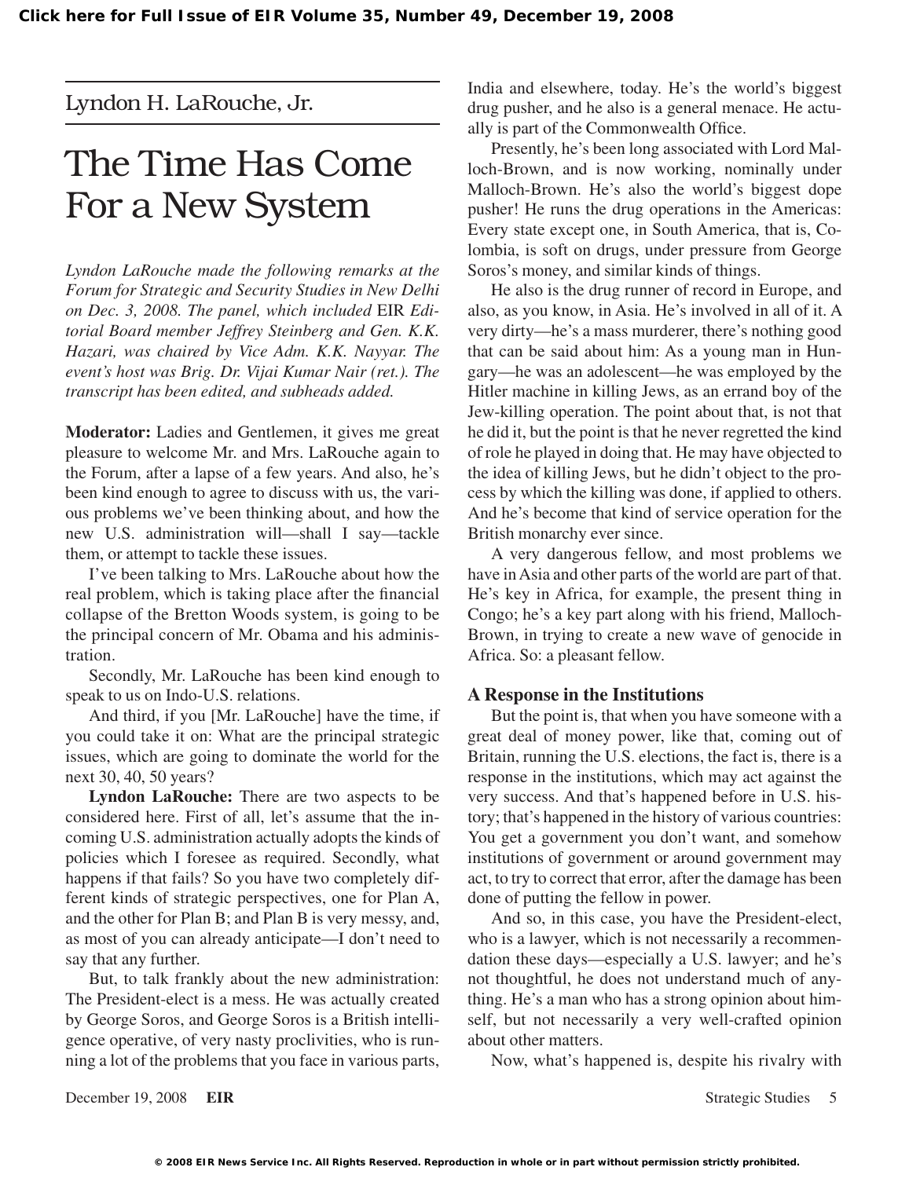Lyndon H. LaRouche, Jr.

# The Time Has Come For a New System

*Lyndon LaRouche made the following remarks at the Forum for Strategic and Security Studies in New Delhi on Dec. 3, 2008. The panel, which included* EIR *Editorial Board member Jeffrey Steinberg and Gen. K.K. Hazari, was chaired by Vice Adm. K.K. Nayyar. The event's host was Brig. Dr. Vijai Kumar Nair (ret.). The transcript has been edited, and subheads added.*

**Moderator:** Ladies and Gentlemen, it gives me great pleasure to welcome Mr. and Mrs. LaRouche again to the Forum, after a lapse of a few years. And also, he's been kind enough to agree to discuss with us, the various problems we've been thinking about, and how the new U.S. administration will—shall I say—tackle them, or attempt to tackle these issues.

I've been talking to Mrs. LaRouche about how the real problem, which is taking place after the financial collapse of the Bretton Woods system, is going to be the principal concern of Mr. Obama and his administration.

Secondly, Mr. LaRouche has been kind enough to speak to us on Indo-U.S. relations.

And third, if you [Mr. LaRouche] have the time, if you could take it on: What are the principal strategic issues, which are going to dominate the world for the next 30, 40, 50 years?

**Lyndon LaRouche:** There are two aspects to be considered here. First of all, let's assume that the incoming U.S. administration actually adopts the kinds of policies which I foresee as required. Secondly, what happens if that fails? So you have two completely different kinds of strategic perspectives, one for Plan A, and the other for Plan B; and Plan B is very messy, and, as most of you can already anticipate—I don't need to say that any further.

But, to talk frankly about the new administration: The President-elect is a mess. He was actually created by George Soros, and George Soros is a British intelligence operative, of very nasty proclivities, who is running a lot of the problems that you face in various parts, India and elsewhere, today. He's the world's biggest drug pusher, and he also is a general menace. He actually is part of the Commonwealth Office.

Presently, he's been long associated with Lord Malloch-Brown, and is now working, nominally under Malloch-Brown. He's also the world's biggest dope pusher! He runs the drug operations in the Americas: Every state except one, in South America, that is, Colombia, is soft on drugs, under pressure from George Soros's money, and similar kinds of things.

He also is the drug runner of record in Europe, and also, as you know, in Asia. He's involved in all of it. A very dirty—he's a mass murderer, there's nothing good that can be said about him: As a young man in Hungary—he was an adolescent—he was employed by the Hitler machine in killing Jews, as an errand boy of the Jew-killing operation. The point about that, is not that he did it, but the point is that he never regretted the kind of role he played in doing that. He may have objected to the idea of killing Jews, but he didn't object to the process by which the killing was done, if applied to others. And he's become that kind of service operation for the British monarchy ever since.

A very dangerous fellow, and most problems we have in Asia and other parts of the world are part of that. He's key in Africa, for example, the present thing in Congo; he's a key part along with his friend, Malloch-Brown, in trying to create a new wave of genocide in Africa. So: a pleasant fellow.

## A Response in the Institutions

But the point is, that when you have someone with a great deal of money power, like that, coming out of Britain, running the U.S. elections, the fact is, there is a response in the institutions, which may act against the very success. And that's happened before in U.S. history; that's happened in the history of various countries: You get a government you don't want, and somehow institutions of government or around government may act, to try to correct that error, after the damage has been done of putting the fellow in power.

And so, in this case, you have the President-elect, who is a lawyer, which is not necessarily a recommendation these days—especially a U.S. lawyer; and he's not thoughtful, he does not understand much of anything. He's a man who has a strong opinion about himself, but not necessarily a very well-crafted opinion about other matters.

Now, what's happened is, despite his rivalry with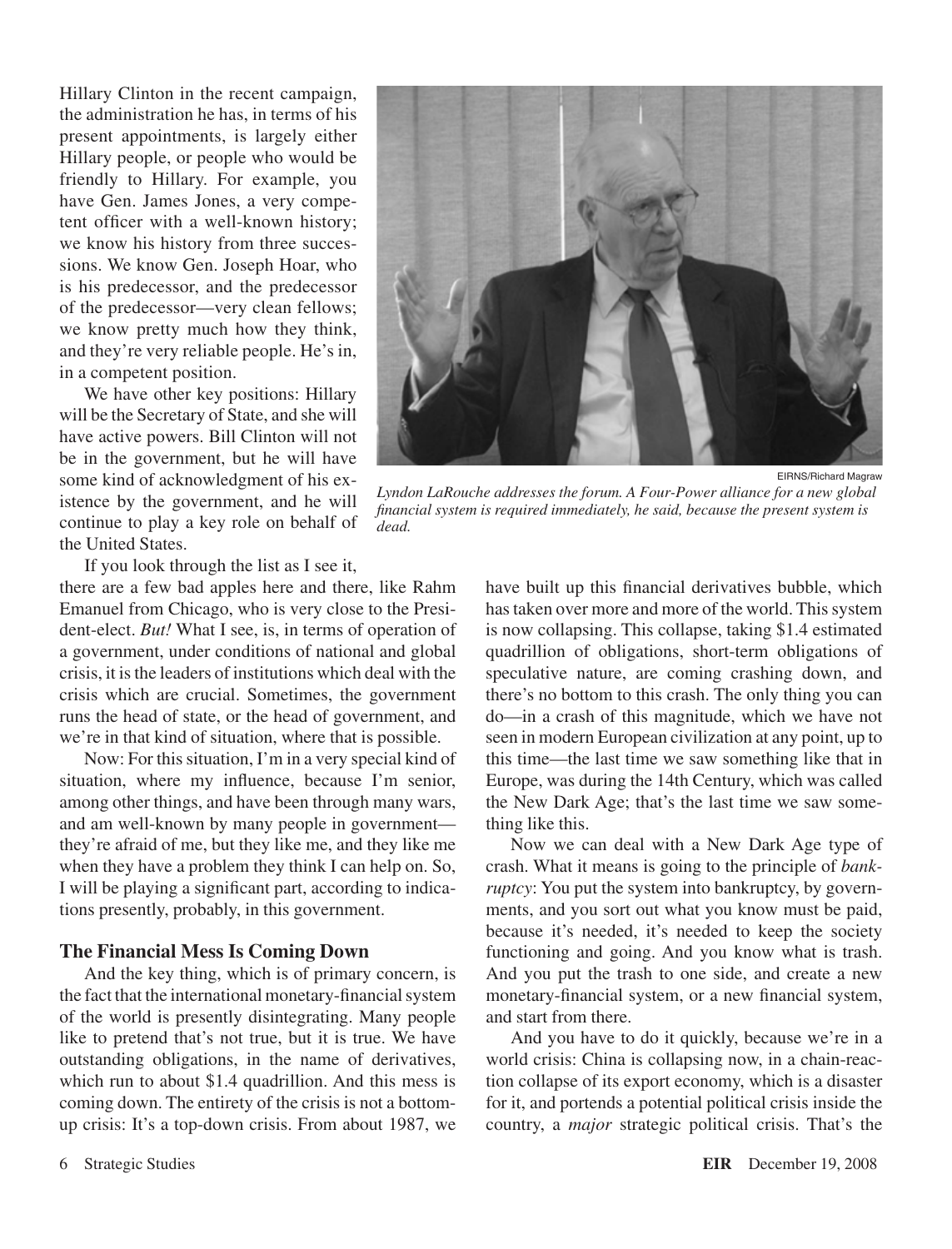Hillary Clinton in the recent campaign, the administration he has, in terms of his present appointments, is largely either Hillary people, or people who would be friendly to Hillary. For example, you have Gen. James Jones, a very competent officer with a well-known history; we know his history from three successions. We know Gen. Joseph Hoar, who is his predecessor, and the predecessor of the predecessor—very clean fellows; we know pretty much how they think, and they're very reliable people. He's in, in a competent position.

We have other key positions: Hillary will be the Secretary of State, and she will have active powers. Bill Clinton will not be in the government, but he will have some kind of acknowledgment of his existence by the government, and he will continue to play a key role on behalf of the United States.

EIRNS/Richard Magraw

*Lyndon LaRouche addresses the forum. A Four-Power alliance for a new global financial system is required immediately, he said, because the present system is dead.*

If you look through the list as I see it, there are a few bad apples here and there, like Rahm Emanuel from Chicago, who is very close to the President-elect. *But!* What I see, is, in terms of operation of a government, under conditions of national and global crisis, it is the leaders of institutions which deal with the crisis which are crucial. Sometimes, the government runs the head of state, or the head of government, and we're in that kind of situation, where that is possible.

Now: For this situation, I'm in a very special kind of situation, where my influence, because I'm senior, among other things, and have been through many wars, and am well-known by many people in government—they're afraid of me, but they like me, and they like me when they have a problem they think I can help on. So, I will be playing a significant part, according to indications presently, probably, in this government.

## The Financial Mess Is Coming Down

And the key thing, which is of primary concern, is the fact that the international monetary-financial system of the world is presently disintegrating. Many people like to pretend that's not true, but it is true. We have outstanding obligations, in the name of derivatives, which run to about $1.4 quadrillion. And this mess is coming down. The entirety of the crisis is not a bottom-up crisis: It's a top-down crisis. From about 1987, we have built up this financial derivatives bubble, which has taken over more and more of the world. This system is now collapsing. This collapse, taking $1.4 estimated quadrillion of obligations, short-term obligations of speculative nature, are coming crashing down, and there's no bottom to this crash. The only thing you can do—in a crash of this magnitude, which we have not seen in modern European civilization at any point, up to this time—the last time we saw something like that in Europe, was during the 14th Century, which was called the New Dark Age; that's the last time we saw something like this.

Now we can deal with a New Dark Age type of crash. What it means is going to the principle of *bankruptcy*: You put the system into bankruptcy, by governments, and you sort out what you know must be paid, because it's needed, it's needed to keep the society functioning and going. And you know what is trash. And you put the trash to one side, and create a new monetary-financial system, or a new financial system, and start from there.

And you have to do it quickly, because we're in a world crisis: China is collapsing now, in a chain-reaction collapse of its export economy, which is a disaster for it, and portends a potential political crisis inside the country, a *major* strategic political crisis. That's the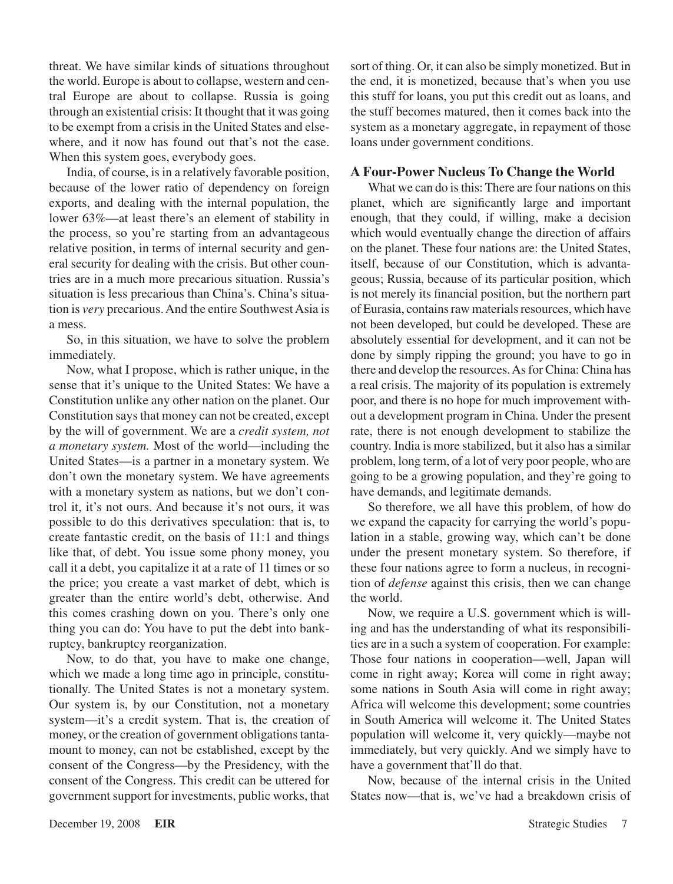threat. We have similar kinds of situations throughout the world. Europe is about to collapse, western and central Europe are about to collapse. Russia is going through an existential crisis: It thought that it was going to be exempt from a crisis in the United States and elsewhere, and it now has found out that's not the case. When this system goes, everybody goes.

India, of course, is in a relatively favorable position, because of the lower ratio of dependency on foreign exports, and dealing with the internal population, the lower 63%—at least there's an element of stability in the process, so you're starting from an advantageous relative position, in terms of internal security and general security for dealing with the crisis. But other countries are in a much more precarious situation. Russia's situation is less precarious than China's. China's situation is *very* precarious. And the entire Southwest Asia is a mess.

So, in this situation, we have to solve the problem immediately.

Now, what I propose, which is rather unique, in the sense that it's unique to the United States: We have a Constitution unlike any other nation on the planet. Our Constitution says that money can not be created, except by the will of government. We are a *credit system, not a monetary system.* Most of the world—including the United States—is a partner in a monetary system. We don't own the monetary system. We have agreements with a monetary system as nations, but we don't control it, it's not ours. And because it's not ours, it was possible to do this derivatives speculation: that is, to create fantastic credit, on the basis of 11:1 and things like that, of debt. You issue some phony money, you call it a debt, you capitalize it at a rate of 11 times or so the price; you create a vast market of debt, which is greater than the entire world's debt, otherwise. And this comes crashing down on you. There's only one thing you can do: You have to put the debt into bankruptcy, bankruptcy reorganization.

Now, to do that, you have to make one change, which we made a long time ago in principle, constitutionally. The United States is not a monetary system. Our system is, by our Constitution, not a monetary system—it's a credit system. That is, the creation of money, or the creation of government obligations tantamount to money, can not be established, except by the consent of the Congress—by the Presidency, with the consent of the Congress. This credit can be uttered for government support for investments, public works, that sort of thing. Or, it can also be simply monetized. But in the end, it is monetized, because that's when you use this stuff for loans, you put this credit out as loans, and the stuff becomes matured, then it comes back into the system as a monetary aggregate, in repayment of those loans under government conditions.

## A Four-Power Nucleus To Change the World

What we can do is this: There are four nations on this planet, which are significantly large and important enough, that they could, if willing, make a decision which would eventually change the direction of affairs on the planet. These four nations are: the United States, itself, because of our Constitution, which is advantageous; Russia, because of its particular position, which is not merely its financial position, but the northern part of Eurasia, contains raw materials resources, which have not been developed, but could be developed. These are absolutely essential for development, and it can not be done by simply ripping the ground; you have to go in there and develop the resources. As for China: China has a real crisis. The majority of its population is extremely poor, and there is no hope for much improvement without a development program in China. Under the present rate, there is not enough development to stabilize the country. India is more stabilized, but it also has a similar problem, long term, of a lot of very poor people, who are going to be a growing population, and they're going to have demands, and legitimate demands.

So therefore, we all have this problem, of how do we expand the capacity for carrying the world's population in a stable, growing way, which can't be done under the present monetary system. So therefore, if these four nations agree to form a nucleus, in recognition of *defense* against this crisis, then we can change the world.

Now, we require a U.S. government which is willing and has the understanding of what its responsibilities are in a such a system of cooperation. For example: Those four nations in cooperation—well, Japan will come in right away; Korea will come in right away; some nations in South Asia will come in right away; Africa will welcome this development; some countries in South America will welcome it. The United States population will welcome it, very quickly—maybe not immediately, but very quickly. And we simply have to have a government that'll do that.

Now, because of the internal crisis in the United States now—that is, we've had a breakdown crisis of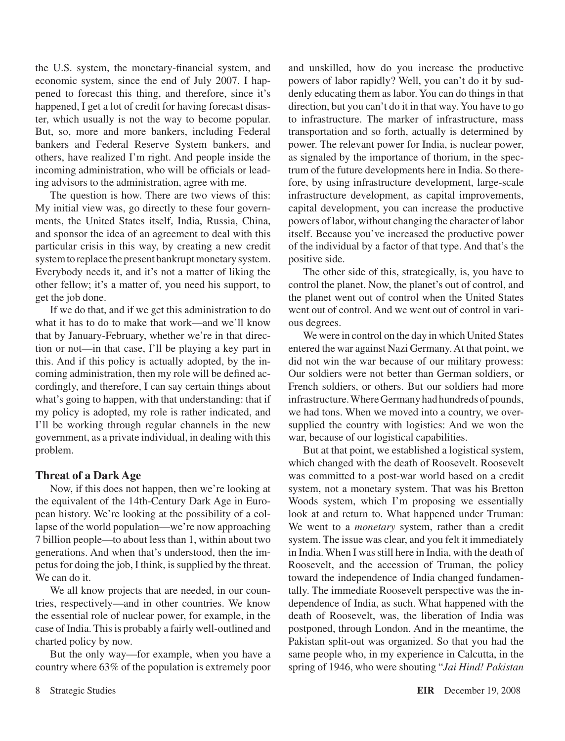the U.S. system, the monetary-financial system, and economic system, since the end of July 2007. I happened to forecast this thing, and therefore, since it's happened, I get a lot of credit for having forecast disaster, which usually is not the way to become popular. But, so, more and more bankers, including Federal bankers and Federal Reserve System bankers, and others, have realized I'm right. And people inside the incoming administration, who will be officials or leading advisors to the administration, agree with me.

The question is how. There are two views of this: My initial view was, go directly to these four governments, the United States itself, India, Russia, China, and sponsor the idea of an agreement to deal with this particular crisis in this way, by creating a new credit system to replace the present bankrupt monetary system. Everybody needs it, and it's not a matter of liking the other fellow; it's a matter of, you need his support, to get the job done.

If we do that, and if we get this administration to do what it has to do to make that work—and we'll know that by January-February, whether we're in that direction or not—in that case, I'll be playing a key part in this. And if this policy is actually adopted, by the incoming administration, then my role will be defined accordingly, and therefore, I can say certain things about what's going to happen, with that understanding: that if my policy is adopted, my role is rather indicated, and I'll be working through regular channels in the new government, as a private individual, in dealing with this problem.

## Threat of a Dark Age

Now, if this does not happen, then we're looking at the equivalent of the 14th-Century Dark Age in European history. We're looking at the possibility of a collapse of the world population—we're now approaching 7 billion people—to about less than 1, within about two generations. And when that's understood, then the impetus for doing the job, I think, is supplied by the threat. We can do it.

We all know projects that are needed, in our countries, respectively—and in other countries. We know the essential role of nuclear power, for example, in the case of India. This is probably a fairly well-outlined and charted policy by now.

But the only way—for example, when you have a country where 63% of the population is extremely poor and unskilled, how do you increase the productive powers of labor rapidly? Well, you can't do it by suddenly educating them as labor. You can do things in that direction, but you can't do it in that way. You have to go to infrastructure. The marker of infrastructure, mass transportation and so forth, actually is determined by power. The relevant power for India, is nuclear power, as signaled by the importance of thorium, in the spectrum of the future developments here in India. So therefore, by using infrastructure development, large-scale infrastructure development, as capital improvements, capital development, you can increase the productive powers of labor, without changing the character of labor itself. Because you've increased the productive power of the individual by a factor of that type. And that's the positive side.

The other side of this, strategically, is, you have to control the planet. Now, the planet's out of control, and the planet went out of control when the United States went out of control. And we went out of control in various degrees.

We were in control on the day in which United States entered the war against Nazi Germany. At that point, we did not win the war because of our military prowess: Our soldiers were not better than German soldiers, or French soldiers, or others. But our soldiers had more infrastructure. Where Germany had hundreds of pounds, we had tons. When we moved into a country, we oversupplied the country with logistics: And we won the war, because of our logistical capabilities.

But at that point, we established a logistical system, which changed with the death of Roosevelt. Roosevelt was committed to a post-war world based on a credit system, not a monetary system. That was his Bretton Woods system, which I'm proposing we essentially look at and return to. What happened under Truman: We went to a *monetary* system, rather than a credit system. The issue was clear, and you felt it immediately in India. When I was still here in India, with the death of Roosevelt, and the accession of Truman, the policy toward the independence of India changed fundamentally. The immediate Roosevelt perspective was the independence of India, as such. What happened with the death of Roosevelt, was, the liberation of India was postponed, through London. And in the meantime, the Pakistan split-out was organized. So that you had the same people who, in my experience in Calcutta, in the spring of 1946, who were shouting "*Jai Hind! Pakistan*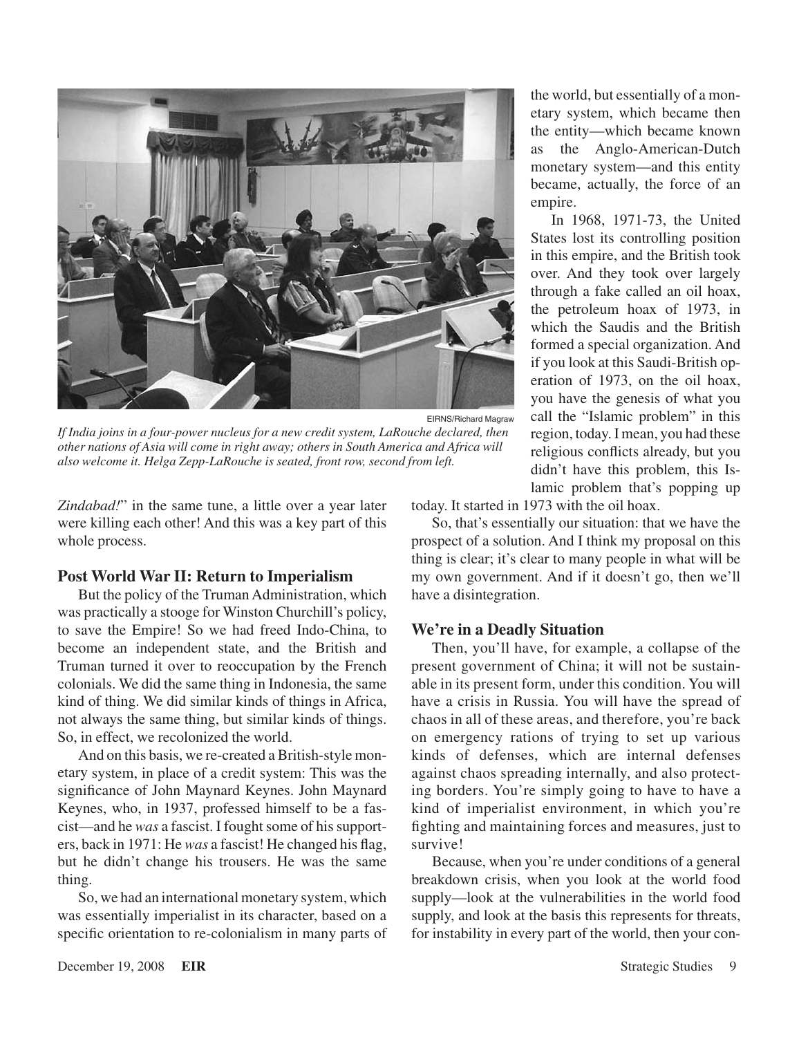If India joins in a four-power nucleus for a new credit system, LaRouche declared, then other nations of Asia will come in right away; others in South America and Africa will also welcome it. Helga Zepp-LaRouche is seated, front row, second from left.

*Zindabad!*" in the same tune, a little over a year later were killing each other! And this was a key part of this whole process.

## Post World War II: Return to Imperialism

But the policy of the Truman Administration, which was practically a stooge for Winston Churchill's policy, to save the Empire! So we had freed Indo-China, to become an independent state, and the British and Truman turned it over to reoccupation by the French colonials. We did the same thing in Indonesia, the same kind of thing. We did similar kinds of things in Africa, not always the same thing, but similar kinds of things. So, in effect, we recolonized the world.

And on this basis, we re-created a British-style monetary system, in place of a credit system: This was the significance of John Maynard Keynes. John Maynard Keynes, who, in 1937, professed himself to be a fascist—and he *was* a fascist. I fought some of his supporters, back in 1971: He *was* a fascist! He changed his flag, but he didn't change his trousers. He was the same thing.

So, we had an international monetary system, which was essentially imperialist in its character, based on a specific orientation to re-colonialism in many parts of the world, but essentially of a monetary system, which became then the entity—which became known as the Anglo-American-Dutch monetary system—and this entity became, actually, the force of an empire.

In 1968, 1971-73, the United States lost its controlling position in this empire, and the British took over. And they took over largely through a fake called an oil hoax, the petroleum hoax of 1973, in which the Saudis and the British formed a special organization. And if you look at this Saudi-British operation of 1973, on the oil hoax, you have the genesis of what you call the "Islamic problem" in this region, today. I mean, you had these religious conflicts already, but you didn't have this problem, this Islamic problem that's popping up today. It started in 1973 with the oil hoax.

So, that's essentially our situation: that we have the prospect of a solution. And I think my proposal on this thing is clear; it's clear to many people in what will be my own government. And if it doesn't go, then we'll have a disintegration.

## We're in a Deadly Situation

Then, you'll have, for example, a collapse of the present government of China; it will not be sustainable in its present form, under this condition. You will have a crisis in Russia. You will have the spread of chaos in all of these areas, and therefore, you're back on emergency rations of trying to set up various kinds of defenses, which are internal defenses against chaos spreading internally, and also protecting borders. You're simply going to have to have a kind of imperialist environment, in which you're fighting and maintaining forces and measures, just to survive!

Because, when you're under conditions of a general breakdown crisis, when you look at the world food supply—look at the vulnerabilities in the world food supply, and look at the basis this represents for threats, for instability in every part of the world, then your con-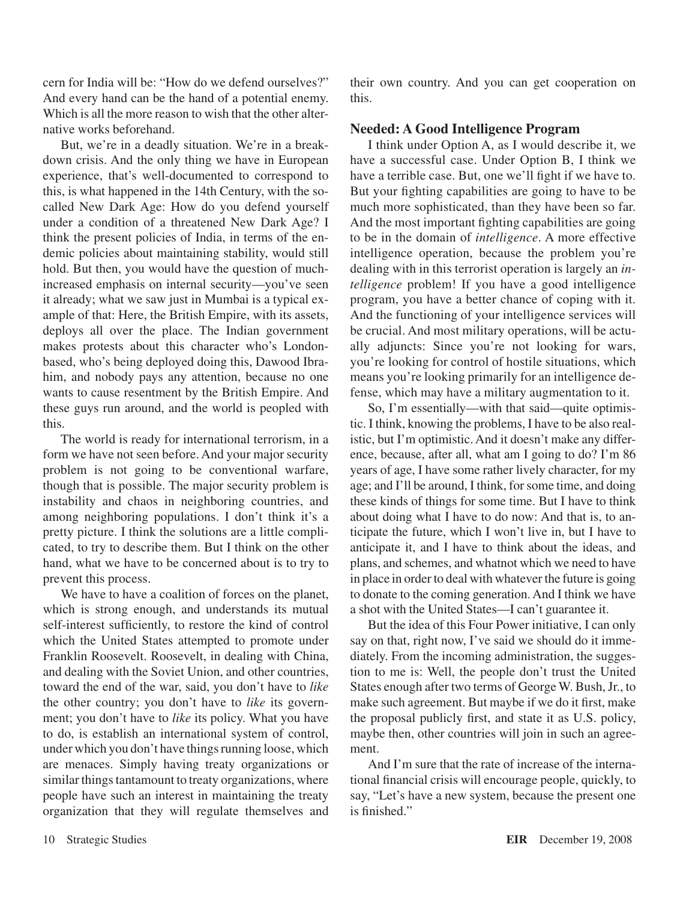cern for India will be: "How do we defend ourselves?" And every hand can be the hand of a potential enemy. Which is all the more reason to wish that the other alternative works beforehand.

But, we're in a deadly situation. We're in a breakdown crisis. And the only thing we have in European experience, that's well-documented to correspond to this, is what happened in the 14th Century, with the so-called New Dark Age: How do you defend yourself under a condition of a threatened New Dark Age? I think the present policies of India, in terms of the endemic policies about maintaining stability, would still hold. But then, you would have the question of much-increased emphasis on internal security—you've seen it already; what we saw just in Mumbai is a typical example of that: Here, the British Empire, with its assets, deploys all over the place. The Indian government makes protests about this character who's London-based, who's being deployed doing this, Dawood Ibrahim, and nobody pays any attention, because no one wants to cause resentment by the British Empire. And these guys run around, and the world is peopled with this.

The world is ready for international terrorism, in a form we have not seen before. And your major security problem is not going to be conventional warfare, though that is possible. The major security problem is instability and chaos in neighboring countries, and among neighboring populations. I don't think it's a pretty picture. I think the solutions are a little complicated, to try to describe them. But I think on the other hand, what we have to be concerned about is to try to prevent this process.

We have to have a coalition of forces on the planet, which is strong enough, and understands its mutual self-interest sufficiently, to restore the kind of control which the United States attempted to promote under Franklin Roosevelt. Roosevelt, in dealing with China, and dealing with the Soviet Union, and other countries, toward the end of the war, said, you don't have to *like* the other country; you don't have to *like* its government; you don't have to *like* its policy. What you have to do, is establish an international system of control, under which you don't have things running loose, which are menaces. Simply having treaty organizations or similar things tantamount to treaty organizations, where people have such an interest in maintaining the treaty organization that they will regulate themselves and their own country. And you can get cooperation on this.

## Needed: A Good Intelligence Program

I think under Option A, as I would describe it, we have a successful case. Under Option B, I think we have a terrible case. But, one we'll fight if we have to. But your fighting capabilities are going to have to be much more sophisticated, than they have been so far. And the most important fighting capabilities are going to be in the domain of *intelligence*. A more effective intelligence operation, because the problem you're dealing with in this terrorist operation is largely an *intelligence* problem! If you have a good intelligence program, you have a better chance of coping with it. And the functioning of your intelligence services will be crucial. And most military operations, will be actually adjuncts: Since you're not looking for wars, you're looking for control of hostile situations, which means you're looking primarily for an intelligence defense, which may have a military augmentation to it.

So, I'm essentially—with that said—quite optimistic. I think, knowing the problems, I have to be also realistic, but I'm optimistic. And it doesn't make any difference, because, after all, what am I going to do? I'm 86 years of age, I have some rather lively character, for my age; and I'll be around, I think, for some time, and doing these kinds of things for some time. But I have to think about doing what I have to do now: And that is, to anticipate the future, which I won't live in, but I have to anticipate it, and I have to think about the ideas, and plans, and schemes, and whatnot which we need to have in place in order to deal with whatever the future is going to donate to the coming generation. And I think we have a shot with the United States—I can't guarantee it.

But the idea of this Four Power initiative, I can only say on that, right now, I've said we should do it immediately. From the incoming administration, the suggestion to me is: Well, the people don't trust the United States enough after two terms of George W. Bush, Jr., to make such agreement. But maybe if we do it first, make the proposal publicly first, and state it as U.S. policy, maybe then, other countries will join in such an agreement.

And I'm sure that the rate of increase of the international financial crisis will encourage people, quickly, to say, "Let's have a new system, because the present one is finished."